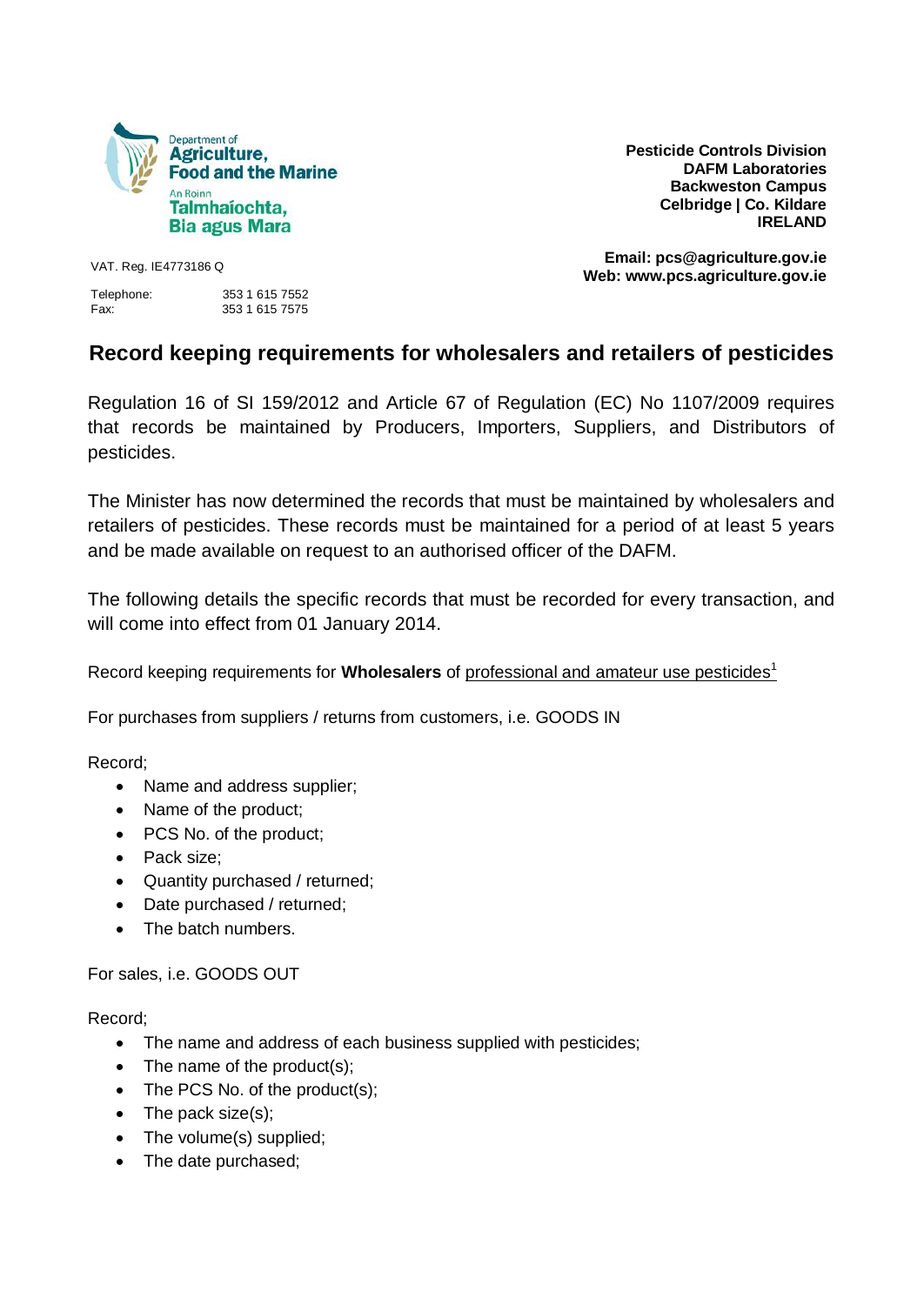Department of Agriculture, Food and the Marine
An Roinn Talmhaíochta, Bia agus Mara

**Pesticide Controls Division**
**DAFM Laboratories**
**Backweston Campus**
**Celbridge | Co. Kildare**
**IRELAND**

VAT. Reg. IE4773186 Q

**Email: pcs@agriculture.gov.ie**
**Web: www.pcs.agriculture.gov.ie**

Telephone: 353 1 615 7552
Fax: 353 1 615 7575

# Record keeping requirements for wholesalers and retailers of pesticides

Regulation 16 of SI 159/2012 and Article 67 of Regulation (EC) No 1107/2009 requires that records be maintained by Producers, Importers, Suppliers, and Distributors of pesticides.

The Minister has now determined the records that must be maintained by wholesalers and retailers of pesticides. These records must be maintained for a period of at least 5 years and be made available on request to an authorised officer of the DAFM.

The following details the specific records that must be recorded for every transaction, and will come into effect from 01 January 2014.

Record keeping requirements for **Wholesalers** of professional and amateur use pesticides[1]

For purchases from suppliers / returns from customers, i.e. GOODS IN

Record;

- Name and address supplier;
- Name of the product;
- PCS No. of the product;
- Pack size;
- Quantity purchased / returned;
- Date purchased / returned;
- The batch numbers.

For sales, i.e. GOODS OUT

Record;

- The name and address of each business supplied with pesticides;
- The name of the product(s);
- The PCS No. of the product(s);
- The pack size(s);
- The volume(s) supplied;
- The date purchased;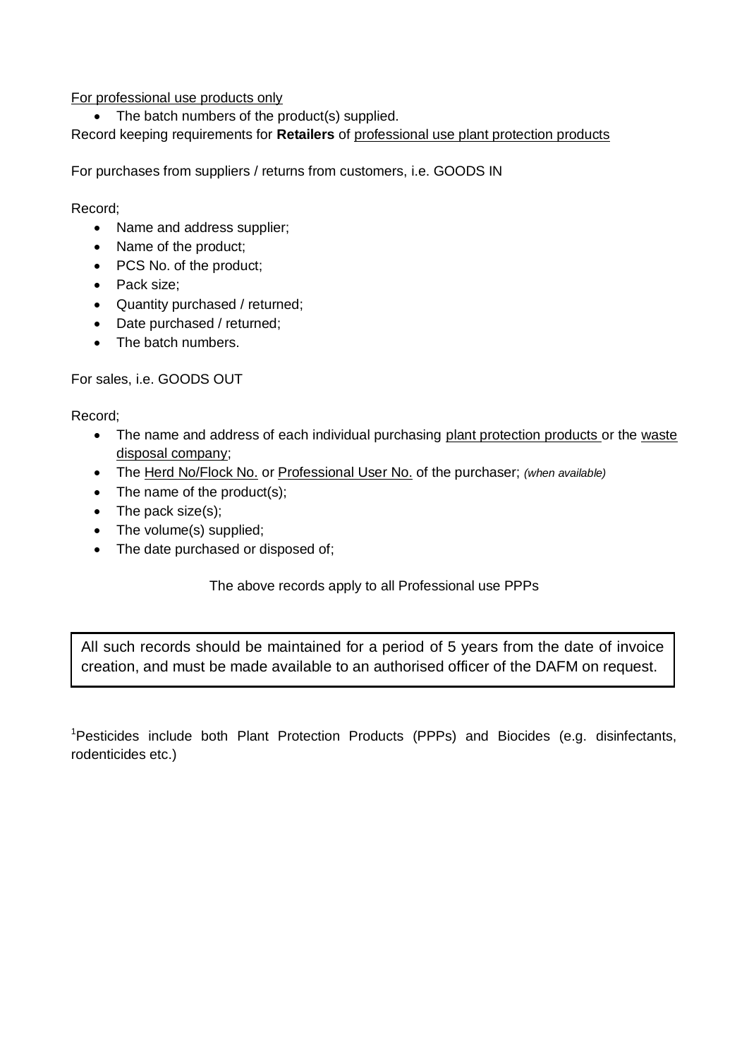<u>For professional use products only</u>

- The batch numbers of the product(s) supplied.

Record keeping requirements for **Retailers** of <u>professional use plant protection products</u>

For purchases from suppliers / returns from customers, i.e. GOODS IN

Record;

- Name and address supplier;
- Name of the product;
- PCS No. of the product;
- Pack size;
- Quantity purchased / returned;
- Date purchased / returned;
- The batch numbers.

For sales, i.e. GOODS OUT

Record;

- The name and address of each individual purchasing <u>plant protection products</u> or the <u>waste disposal company</u>;
- The <u>Herd No/Flock No.</u> or <u>Professional User No.</u> of the purchaser; *(when available)*
- The name of the product(s);
- The pack size(s);
- The volume(s) supplied;
- The date purchased or disposed of;

The above records apply to all Professional use PPPs

All such records should be maintained for a period of 5 years from the date of invoice creation, and must be made available to an authorised officer of the DAFM on request.

[1]Pesticides include both Plant Protection Products (PPPs) and Biocides (e.g. disinfectants, rodenticides etc.)